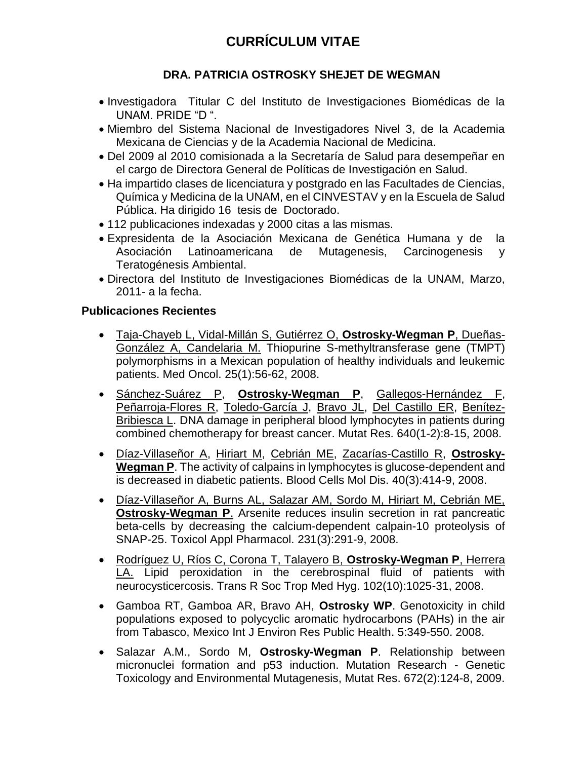# CURRÍCULUM VITAE

## DRA. PATRICIA OSTROSKY SHEJET DE WEGMAN

- Investigadora Titular C del Instituto de Investigaciones Biomédicas de la UNAM. PRIDE "D ".
- Miembro del Sistema Nacional de Investigadores Nivel 3, de la Academia Mexicana de Ciencias y de la Academia Nacional de Medicina.
- Del 2009 al 2010 comisionada a la Secretaría de Salud para desempeñar en el cargo de Directora General de Políticas de Investigación en Salud.
- Ha impartido clases de licenciatura y postgrado en las Facultades de Ciencias, Química y Medicina de la UNAM, en el CINVESTAV y en la Escuela de Salud Pública. Ha dirigido 16 tesis de Doctorado.
- 112 publicaciones indexadas y 2000 citas a las mismas.
- Expresidenta de la Asociación Mexicana de Genética Humana y de la Asociación Latinoamericana de Mutagenesis, Carcinogenesis y Teratogénesis Ambiental.
- Directora del Instituto de Investigaciones Biomédicas de la UNAM, Marzo, 2011- a la fecha.

### Publicaciones Recientes

- Taja-Chayeb L, Vidal-Millán S, Gutiérrez O, **Ostrosky-Wegman P**, Dueñas-González A, Candelaria M. Thiopurine S-methyltransferase gene (TMPT) polymorphisms in a Mexican population of healthy individuals and leukemic patients. Med Oncol. 25(1):56-62, 2008.
- Sánchez-Suárez P, **Ostrosky-Wegman P**, Gallegos-Hernández F, Peñarroja-Flores R, Toledo-García J, Bravo JL, Del Castillo ER, Benítez-Bribiesca L. DNA damage in peripheral blood lymphocytes in patients during combined chemotherapy for breast cancer. Mutat Res. 640(1-2):8-15, 2008.
- Díaz-Villaseñor A, Hiriart M, Cebrián ME, Zacarías-Castillo R, **Ostrosky-Wegman P**. The activity of calpains in lymphocytes is glucose-dependent and is decreased in diabetic patients. Blood Cells Mol Dis. 40(3):414-9, 2008.
- Díaz-Villaseñor A, Burns AL, Salazar AM, Sordo M, Hiriart M, Cebrián ME, **Ostrosky-Wegman P**. Arsenite reduces insulin secretion in rat pancreatic beta-cells by decreasing the calcium-dependent calpain-10 proteolysis of SNAP-25. Toxicol Appl Pharmacol. 231(3):291-9, 2008.
- Rodríguez U, Ríos C, Corona T, Talayero B, **Ostrosky-Wegman P**, Herrera LA. Lipid peroxidation in the cerebrospinal fluid of patients with neurocysticercosis. Trans R Soc Trop Med Hyg. 102(10):1025-31, 2008.
- Gamboa RT, Gamboa AR, Bravo AH, **Ostrosky WP**. Genotoxicity in child populations exposed to polycyclic aromatic hydrocarbons (PAHs) in the air from Tabasco, Mexico Int J Environ Res Public Health. 5:349-550. 2008.
- Salazar A.M., Sordo M, **Ostrosky-Wegman P**. Relationship between micronuclei formation and p53 induction. Mutation Research - Genetic Toxicology and Environmental Mutagenesis, Mutat Res. 672(2):124-8, 2009.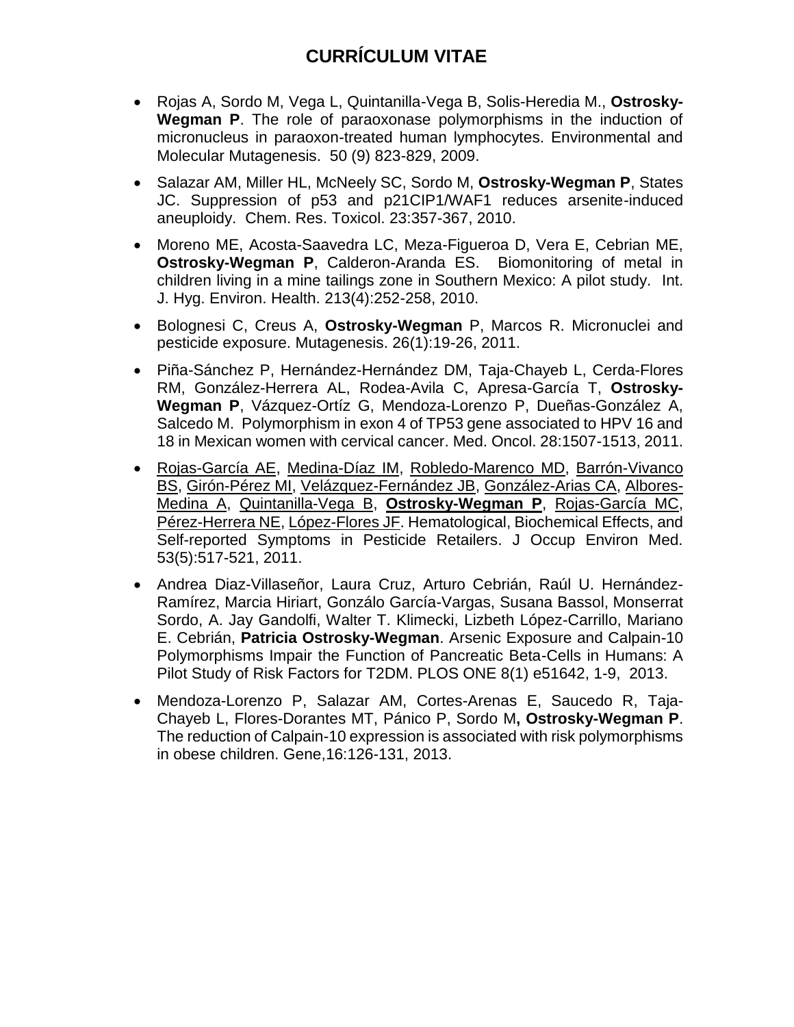# CURRÍCULUM VITAE

- Rojas A, Sordo M, Vega L, Quintanilla-Vega B, Solis-Heredia M., **Ostrosky-Wegman P**. The role of paraoxonase polymorphisms in the induction of micronucleus in paraoxon-treated human lymphocytes. Environmental and Molecular Mutagenesis. 50 (9) 823-829, 2009.

- Salazar AM, Miller HL, McNeely SC, Sordo M, **Ostrosky-Wegman P**, States JC. Suppression of p53 and p21CIP1/WAF1 reduces arsenite-induced aneuploidy. Chem. Res. Toxicol. 23:357-367, 2010.

- Moreno ME, Acosta-Saavedra LC, Meza-Figueroa D, Vera E, Cebrian ME, **Ostrosky-Wegman P**, Calderon-Aranda ES. Biomonitoring of metal in children living in a mine tailings zone in Southern Mexico: A pilot study. Int. J. Hyg. Environ. Health. 213(4):252-258, 2010.

- Bolognesi C, Creus A, **Ostrosky-Wegman** P, Marcos R. Micronuclei and pesticide exposure. Mutagenesis. 26(1):19-26, 2011.

- Piña-Sánchez P, Hernández-Hernández DM, Taja-Chayeb L, Cerda-Flores RM, González-Herrera AL, Rodea-Avila C, Apresa-García T, **Ostrosky-Wegman P**, Vázquez-Ortíz G, Mendoza-Lorenzo P, Dueñas-González A, Salcedo M. Polymorphism in exon 4 of TP53 gene associated to HPV 16 and 18 in Mexican women with cervical cancer. Med. Oncol. 28:1507-1513, 2011.

- Rojas-García AE, Medina-Díaz IM, Robledo-Marenco MD, Barrón-Vivanco BS, Girón-Pérez MI, Velázquez-Fernández JB, González-Arias CA, Albores-Medina A, Quintanilla-Vega B, **Ostrosky-Wegman P**, Rojas-García MC, Pérez-Herrera NE, López-Flores JF. Hematological, Biochemical Effects, and Self-reported Symptoms in Pesticide Retailers. J Occup Environ Med. 53(5):517-521, 2011.

- Andrea Diaz-Villaseñor, Laura Cruz, Arturo Cebrián, Raúl U. Hernández-Ramírez, Marcia Hiriart, Gonzálo García-Vargas, Susana Bassol, Monserrat Sordo, A. Jay Gandolfi, Walter T. Klimecki, Lizbeth López-Carrillo, Mariano E. Cebrián, **Patricia Ostrosky-Wegman**. Arsenic Exposure and Calpain-10 Polymorphisms Impair the Function of Pancreatic Beta-Cells in Humans: A Pilot Study of Risk Factors for T2DM. PLOS ONE 8(1) e51642, 1-9, 2013.

- Mendoza-Lorenzo P, Salazar AM, Cortes-Arenas E, Saucedo R, Taja-Chayeb L, Flores-Dorantes MT, Pánico P, Sordo M**, Ostrosky-Wegman P**. The reduction of Calpain-10 expression is associated with risk polymorphisms in obese children. Gene,16:126-131, 2013.